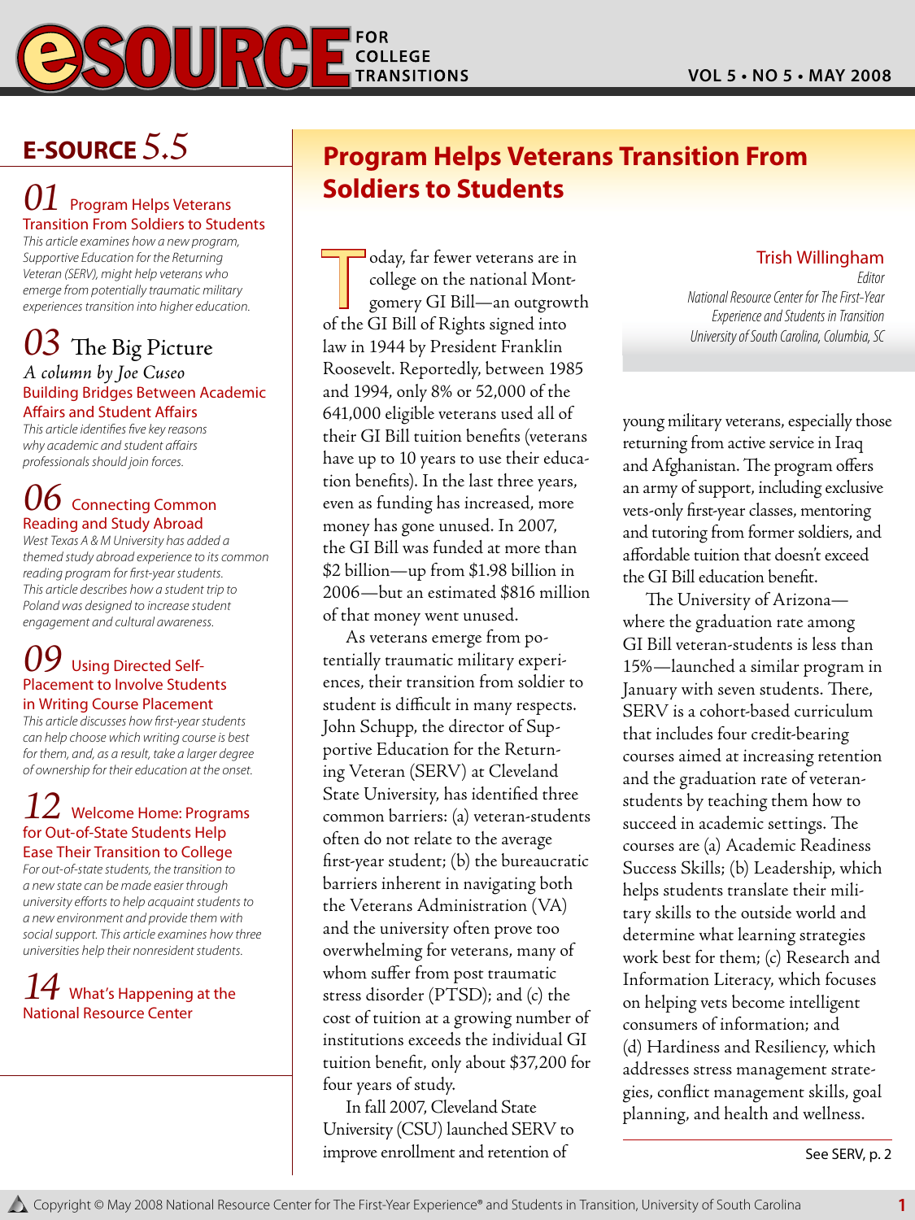# E-SOURCE 5.5

**01** Program Helps Veterans Transition From Soldiers to Students

*This article examines how a new program, Supportive Education for the Returning Veteran (SERV), might help veterans who emerge from potentially traumatic military experiences transition into higher education.*

**03** The Big Picture

*A column by Joe Cuseo*

Building Bridges Between Academic Affairs and Student Affairs

*This article identifies five key reasons why academic and student affairs professionals should join forces.*

**06** Connecting Common Reading and Study Abroad

*West Texas A & M University has added a themed study abroad experience to its common reading program for first-year students. This article describes how a student trip to Poland was designed to increase student engagement and cultural awareness.*

**09** Using Directed Self-Placement to Involve Students in Writing Course Placement

*This article discusses how first-year students can help choose which writing course is best for them, and, as a result, take a larger degree of ownership for their education at the onset.*

**12** Welcome Home: Programs for Out-of-State Students Help Ease Their Transition to College

*For out-of-state students, the transition to a new state can be made easier through university efforts to help acquaint students to a new environment and provide them with social support. This article examines how three universities help their nonresident students.*

**14** What's Happening at the National Resource Center

# Program Helps Veterans Transition From Soldiers to Students

Trish Willingham
*Editor*
*National Resource Center for The First-Year Experience and Students in Transition*
*University of South Carolina, Columbia, SC*

Today, far fewer veterans are in college on the national Montgomery GI Bill—an outgrowth of the GI Bill of Rights signed into law in 1944 by President Franklin Roosevelt. Reportedly, between 1985 and 1994, only 8% or 52,000 of the 641,000 eligible veterans used all of their GI Bill tuition benefits (veterans have up to 10 years to use their education benefits). In the last three years, even as funding has increased, more money has gone unused. In 2007, the GI Bill was funded at more than $2 billion—up from $1.98 billion in 2006—but an estimated $816 million of that money went unused.

As veterans emerge from potentially traumatic military experiences, their transition from soldier to student is difficult in many respects. John Schupp, the director of Supportive Education for the Returning Veteran (SERV) at Cleveland State University, has identified three common barriers: (a) veteran-students often do not relate to the average first-year student; (b) the bureaucratic barriers inherent in navigating both the Veterans Administration (VA) and the university often prove too overwhelming for veterans, many of whom suffer from post traumatic stress disorder (PTSD); and (c) the cost of tuition at a growing number of institutions exceeds the individual GI tuition benefit, only about $37,200 for four years of study.

In fall 2007, Cleveland State University (CSU) launched SERV to improve enrollment and retention of young military veterans, especially those returning from active service in Iraq and Afghanistan. The program offers an army of support, including exclusive vets-only first-year classes, mentoring and tutoring from former soldiers, and affordable tuition that doesn't exceed the GI Bill education benefit.

The University of Arizona—where the graduation rate among GI Bill veteran-students is less than 15%—launched a similar program in January with seven students. There, SERV is a cohort-based curriculum that includes four credit-bearing courses aimed at increasing retention and the graduation rate of veteran-students by teaching them how to succeed in academic settings. The courses are (a) Academic Readiness Success Skills; (b) Leadership, which helps students translate their military skills to the outside world and determine what learning strategies work best for them; (c) Research and Information Literacy, which focuses on helping vets become intelligent consumers of information; and (d) Hardiness and Resiliency, which addresses stress management strategies, conflict management skills, goal planning, and health and wellness.

See SERV, p. 2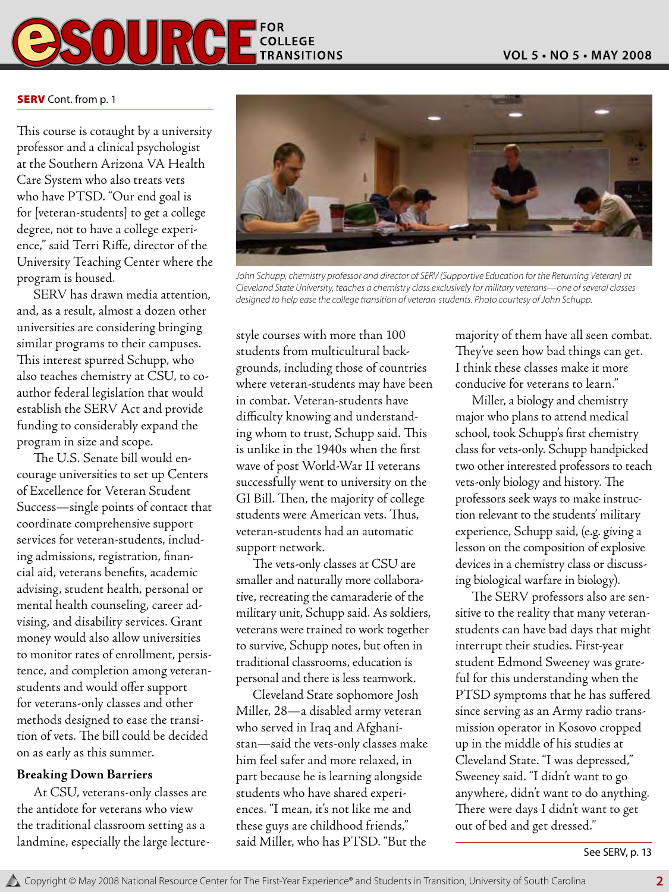**SERV** Cont. from p. 1

This course is cotaught by a university professor and a clinical psychologist at the Southern Arizona VA Health Care System who also treats vets who have PTSD. "Our end goal is for [veteran-students] to get a college degree, not to have a college experience," said Terri Riffe, director of the University Teaching Center where the program is housed.

SERV has drawn media attention, and, as a result, almost a dozen other universities are considering bringing similar programs to their campuses. This interest spurred Schupp, who also teaches chemistry at CSU, to co-author federal legislation that would establish the SERV Act and provide funding to considerably expand the program in size and scope.

The U.S. Senate bill would encourage universities to set up Centers of Excellence for Veteran Student Success—single points of contact that coordinate comprehensive support services for veteran-students, including admissions, registration, financial aid, veterans benefits, academic advising, student health, personal or mental health counseling, career advising, and disability services. Grant money would also allow universities to monitor rates of enrollment, persistence, and completion among veteran-students and would offer support for veterans-only classes and other methods designed to ease the transition of vets. The bill could be decided on as early as this summer.

### Breaking Down Barriers

At CSU, veterans-only classes are the antidote for veterans who view the traditional classroom setting as a landmine, especially the large lecture-style courses with more than 100 students from multicultural backgrounds, including those of countries where veteran-students may have been in combat. Veteran-students have difficulty knowing and understanding whom to trust, Schupp said. This is unlike in the 1940s when the first wave of post World-War II veterans successfully went to university on the GI Bill. Then, the majority of college students were American vets. Thus, veteran-students had an automatic support network.

*John Schupp, chemistry professor and director of SERV (Supportive Education for the Returning Veteran) at Cleveland State University, teaches a chemistry class exclusively for military veterans—one of several classes designed to help ease the college transition of veteran-students. Photo courtesy of John Schupp.*

The vets-only classes at CSU are smaller and naturally more collaborative, recreating the camaraderie of the military unit, Schupp said. As soldiers, veterans were trained to work together to survive, Schupp notes, but often in traditional classrooms, education is personal and there is less teamwork.

Cleveland State sophomore Josh Miller, 28—a disabled army veteran who served in Iraq and Afghanistan—said the vets-only classes make him feel safer and more relaxed, in part because he is learning alongside students who have shared experiences. "I mean, it's not like me and these guys are childhood friends," said Miller, who has PTSD. "But the majority of them have all seen combat. They've seen how bad things can get. I think these classes make it more conducive for veterans to learn."

Miller, a biology and chemistry major who plans to attend medical school, took Schupp's first chemistry class for vets-only. Schupp handpicked two other interested professors to teach vets-only biology and history. The professors seek ways to make instruction relevant to the students' military experience, Schupp said, (e.g. giving a lesson on the composition of explosive devices in a chemistry class or discussing biological warfare in biology).

The SERV professors also are sensitive to the reality that many veteran-students can have bad days that might interrupt their studies. First-year student Edmond Sweeney was grateful for this understanding when the PTSD symptoms that he has suffered since serving as an Army radio transmission operator in Kosovo cropped up in the middle of his studies at Cleveland State. "I was depressed," Sweeney said. "I didn't want to go anywhere, didn't want to do anything. There were days I didn't want to get out of bed and get dressed."

See SERV, p. 13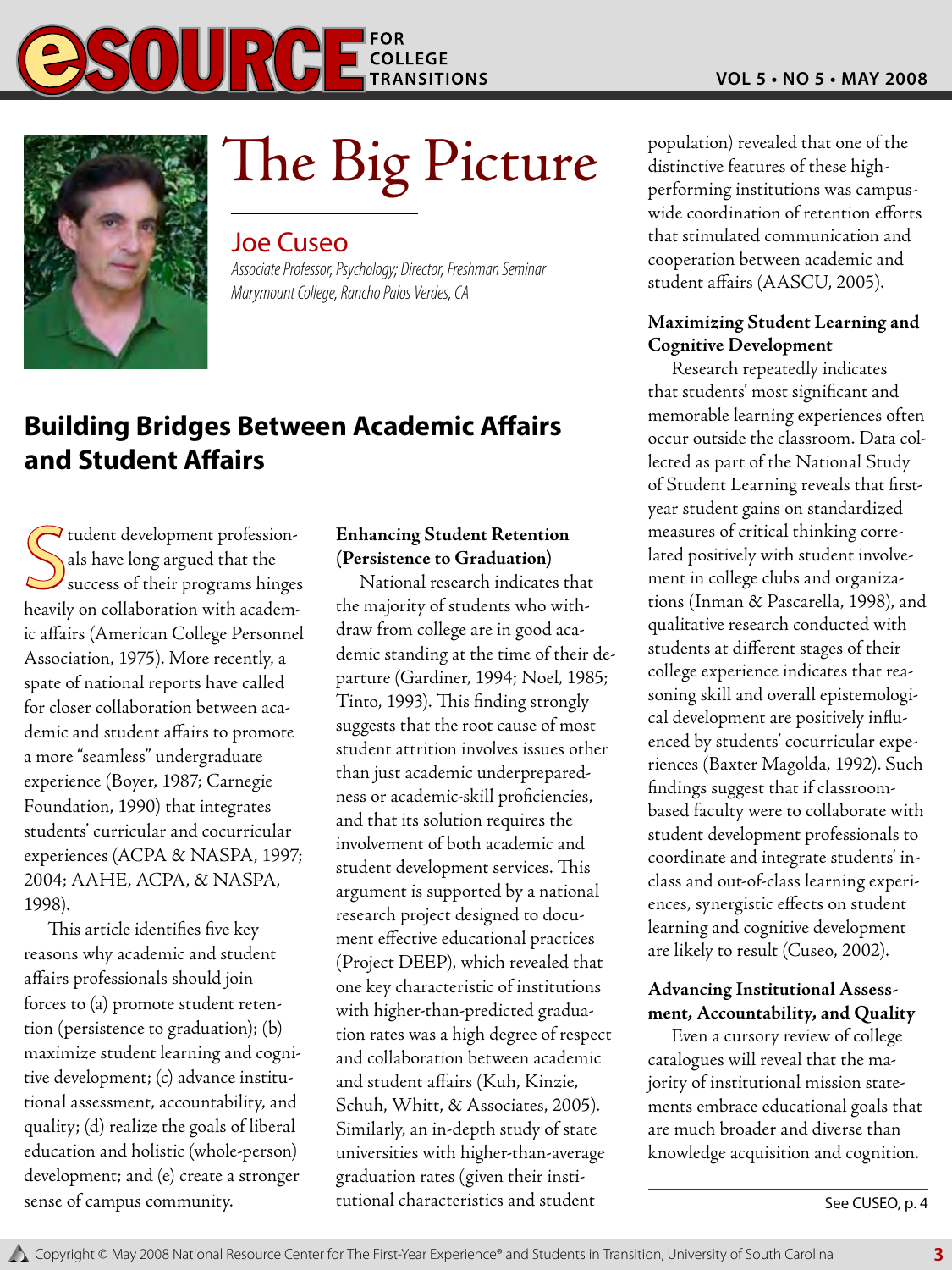# The Big Picture

## Joe Cuseo

*Associate Professor, Psychology; Director, Freshman Seminar*
*Marymount College, Rancho Palos Verdes, CA*

## Building Bridges Between Academic Affairs and Student Affairs

Student development professionals have long argued that the success of their programs hinges heavily on collaboration with academic affairs (American College Personnel Association, 1975). More recently, a spate of national reports have called for closer collaboration between academic and student affairs to promote a more "seamless" undergraduate experience (Boyer, 1987; Carnegie Foundation, 1990) that integrates students' curricular and cocurricular experiences (ACPA & NASPA, 1997; 2004; AAHE, ACPA, & NASPA, 1998).

This article identifies five key reasons why academic and student affairs professionals should join forces to (a) promote student retention (persistence to graduation); (b) maximize student learning and cognitive development; (c) advance institutional assessment, accountability, and quality; (d) realize the goals of liberal education and holistic (whole-person) development; and (e) create a stronger sense of campus community.

### Enhancing Student Retention (Persistence to Graduation)

National research indicates that the majority of students who withdraw from college are in good academic standing at the time of their departure (Gardiner, 1994; Noel, 1985; Tinto, 1993). This finding strongly suggests that the root cause of most student attrition involves issues other than just academic underpreparedness or academic-skill proficiencies, and that its solution requires the involvement of both academic and student development services. This argument is supported by a national research project designed to document effective educational practices (Project DEEP), which revealed that one key characteristic of institutions with higher-than-predicted graduation rates was a high degree of respect and collaboration between academic and student affairs (Kuh, Kinzie, Schuh, Whitt, & Associates, 2005). Similarly, an in-depth study of state universities with higher-than-average graduation rates (given their institutional characteristics and student population) revealed that one of the distinctive features of these high-performing institutions was campus-wide coordination of retention efforts that stimulated communication and cooperation between academic and student affairs (AASCU, 2005).

### Maximizing Student Learning and Cognitive Development

Research repeatedly indicates that students' most significant and memorable learning experiences often occur outside the classroom. Data collected as part of the National Study of Student Learning reveals that first-year student gains on standardized measures of critical thinking correlated positively with student involvement in college clubs and organizations (Inman & Pascarella, 1998), and qualitative research conducted with students at different stages of their college experience indicates that reasoning skill and overall epistemological development are positively influenced by students' cocurricular experiences (Baxter Magolda, 1992). Such findings suggest that if classroom-based faculty were to collaborate with student development professionals to coordinate and integrate students' in-class and out-of-class learning experiences, synergistic effects on student learning and cognitive development are likely to result (Cuseo, 2002).

### Advancing Institutional Assessment, Accountability, and Quality

Even a cursory review of college catalogues will reveal that the majority of institutional mission statements embrace educational goals that are much broader and diverse than knowledge acquisition and cognition.

See CUSEO, p. 4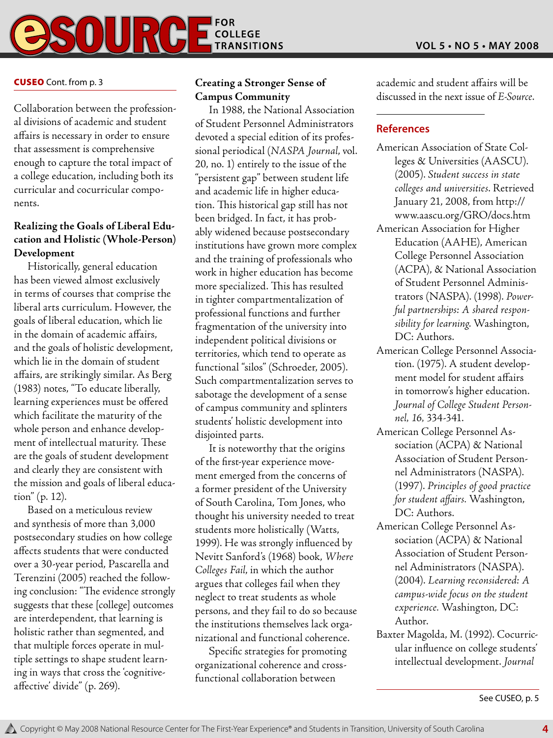**CUSEO** Cont. from p. 3

Collaboration between the professional divisions of academic and student affairs is necessary in order to ensure that assessment is comprehensive enough to capture the total impact of a college education, including both its curricular and cocurricular components.

### Realizing the Goals of Liberal Education and Holistic (Whole-Person) Development

Historically, general education has been viewed almost exclusively in terms of courses that comprise the liberal arts curriculum. However, the goals of liberal education, which lie in the domain of academic affairs, and the goals of holistic development, which lie in the domain of student affairs, are strikingly similar. As Berg (1983) notes, "To educate liberally, learning experiences must be offered which facilitate the maturity of the whole person and enhance development of intellectual maturity. These are the goals of student development and clearly they are consistent with the mission and goals of liberal education" (p. 12).

Based on a meticulous review and synthesis of more than 3,000 postsecondary studies on how college affects students that were conducted over a 30-year period, Pascarella and Terenzini (2005) reached the following conclusion: "The evidence strongly suggests that these [college] outcomes are interdependent, that learning is holistic rather than segmented, and that multiple forces operate in multiple settings to shape student learning in ways that cross the 'cognitive-affective' divide" (p. 269).

### Creating a Stronger Sense of Campus Community

In 1988, the National Association of Student Personnel Administrators devoted a special edition of its professional periodical (*NASPA Journal*, vol. 20, no. 1) entirely to the issue of the "persistent gap" between student life and academic life in higher education. This historical gap still has not been bridged. In fact, it has probably widened because postsecondary institutions have grown more complex and the training of professionals who work in higher education has become more specialized. This has resulted in tighter compartmentalization of professional functions and further fragmentation of the university into independent political divisions or territories, which tend to operate as functional "silos" (Schroeder, 2005). Such compartmentalization serves to sabotage the development of a sense of campus community and splinters students' holistic development into disjointed parts.

It is noteworthy that the origins of the first-year experience movement emerged from the concerns of a former president of the University of South Carolina, Tom Jones, who thought his university needed to treat students more holistically (Watts, 1999). He was strongly influenced by Nevitt Sanford's (1968) book, *Where Colleges Fail*, in which the author argues that colleges fail when they neglect to treat students as whole persons, and they fail to do so because the institutions themselves lack organizational and functional coherence.

Specific strategies for promoting organizational coherence and cross-functional collaboration between academic and student affairs will be discussed in the next issue of *E-Source*.

## References

American Association of State Colleges & Universities (AASCU). (2005). *Student success in state colleges and universities*. Retrieved January 21, 2008, from http://www.aascu.org/GRO/docs.htm

American Association for Higher Education (AAHE), American College Personnel Association (ACPA), & National Association of Student Personnel Administrators (NASPA). (1998). *Powerful partnerships: A shared responsibility for learning*. Washington, DC: Authors.

American College Personnel Association. (1975). A student development model for student affairs in tomorrow's higher education. *Journal of College Student Personnel, 16*, 334-341.

American College Personnel Association (ACPA) & National Association of Student Personnel Administrators (NASPA). (1997). *Principles of good practice for student affairs*. Washington, DC: Authors.

American College Personnel Association (ACPA) & National Association of Student Personnel Administrators (NASPA). (2004). *Learning reconsidered: A campus-wide focus on the student experience*. Washington, DC: Author.

Baxter Magolda, M. (1992). Cocurricular influence on college students' intellectual development. *Journal*

See CUSEO, p. 5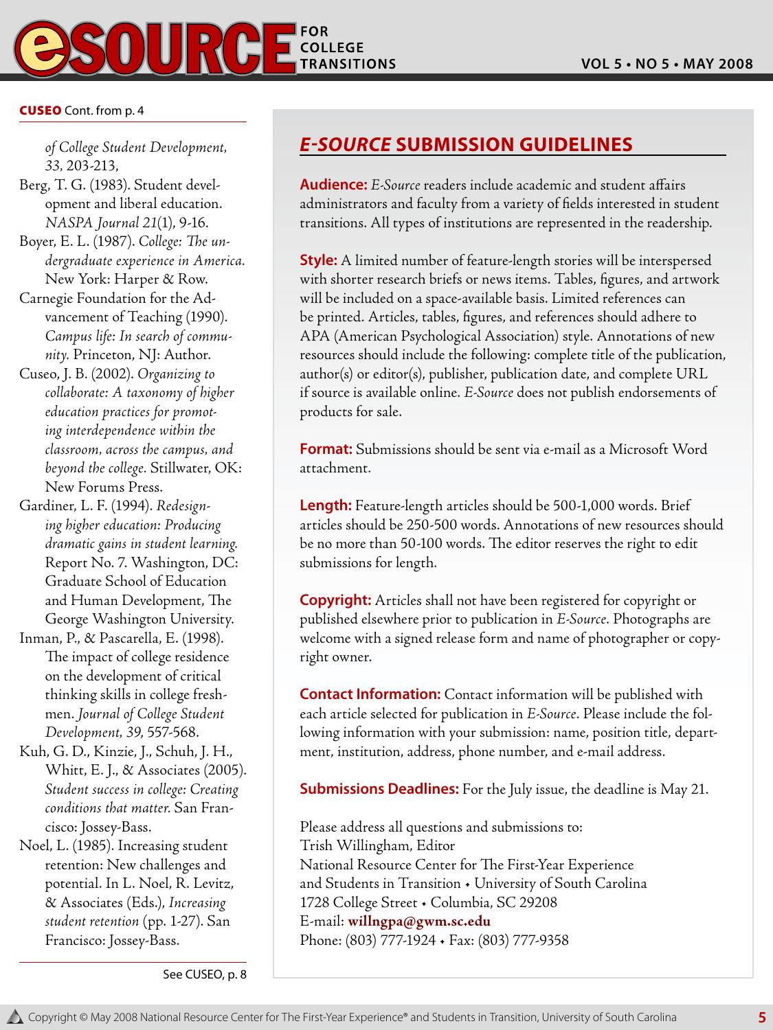**CUSEO** Cont. from p. 4

of *College Student Development, 33*, 203-213,

Berg, T. G. (1983). Student development and liberal education. *NASPA Journal 21*(1), 9-16.

Boyer, E. L. (1987). *College: The undergraduate experience in America.* New York: Harper & Row.

Carnegie Foundation for the Advancement of Teaching (1990). *Campus life: In search of community.* Princeton, NJ: Author.

Cuseo, J. B. (2002). *Organizing to collaborate: A taxonomy of higher education practices for promoting interdependence within the classroom, across the campus, and beyond the college.* Stillwater, OK: New Forums Press.

Gardiner, L. F. (1994). *Redesigning higher education: Producing dramatic gains in student learning.* Report No. 7. Washington, DC: Graduate School of Education and Human Development, The George Washington University.

Inman, P., & Pascarella, E. (1998). The impact of college residence on the development of critical thinking skills in college freshmen. *Journal of College Student Development, 39*, 557-568.

Kuh, G. D., Kinzie, J., Schuh, J. H., Whitt, E. J., & Associates (2005). *Student success in college: Creating conditions that matter.* San Francisco: Jossey-Bass.

Noel, L. (1985). Increasing student retention: New challenges and potential. In L. Noel, R. Levitz, & Associates (Eds.), *Increasing student retention* (pp. 1-27). San Francisco: Jossey-Bass.

See CUSEO, p. 8

## *E-SOURCE* SUBMISSION GUIDELINES

**Audience:** *E-Source* readers include academic and student affairs administrators and faculty from a variety of fields interested in student transitions. All types of institutions are represented in the readership.

**Style:** A limited number of feature-length stories will be interspersed with shorter research briefs or news items. Tables, figures, and artwork will be included on a space-available basis. Limited references can be printed. Articles, tables, figures, and references should adhere to APA (American Psychological Association) style. Annotations of new resources should include the following: complete title of the publication, author(s) or editor(s), publisher, publication date, and complete URL if source is available online. *E-Source* does not publish endorsements of products for sale.

**Format:** Submissions should be sent via e-mail as a Microsoft Word attachment.

**Length:** Feature-length articles should be 500-1,000 words. Brief articles should be 250-500 words. Annotations of new resources should be no more than 50-100 words. The editor reserves the right to edit submissions for length.

**Copyright:** Articles shall not have been registered for copyright or published elsewhere prior to publication in *E-Source*. Photographs are welcome with a signed release form and name of photographer or copyright owner.

**Contact Information:** Contact information will be published with each article selected for publication in *E-Source*. Please include the following information with your submission: name, position title, department, institution, address, phone number, and e-mail address.

**Submissions Deadlines:** For the July issue, the deadline is May 21.

Please address all questions and submissions to:
Trish Willingham, Editor
National Resource Center for The First-Year Experience
and Students in Transition • University of South Carolina
1728 College Street • Columbia, SC 29208
E-mail: **willngpa@gwm.sc.edu**
Phone: (803) 777-1924 • Fax: (803) 777-9358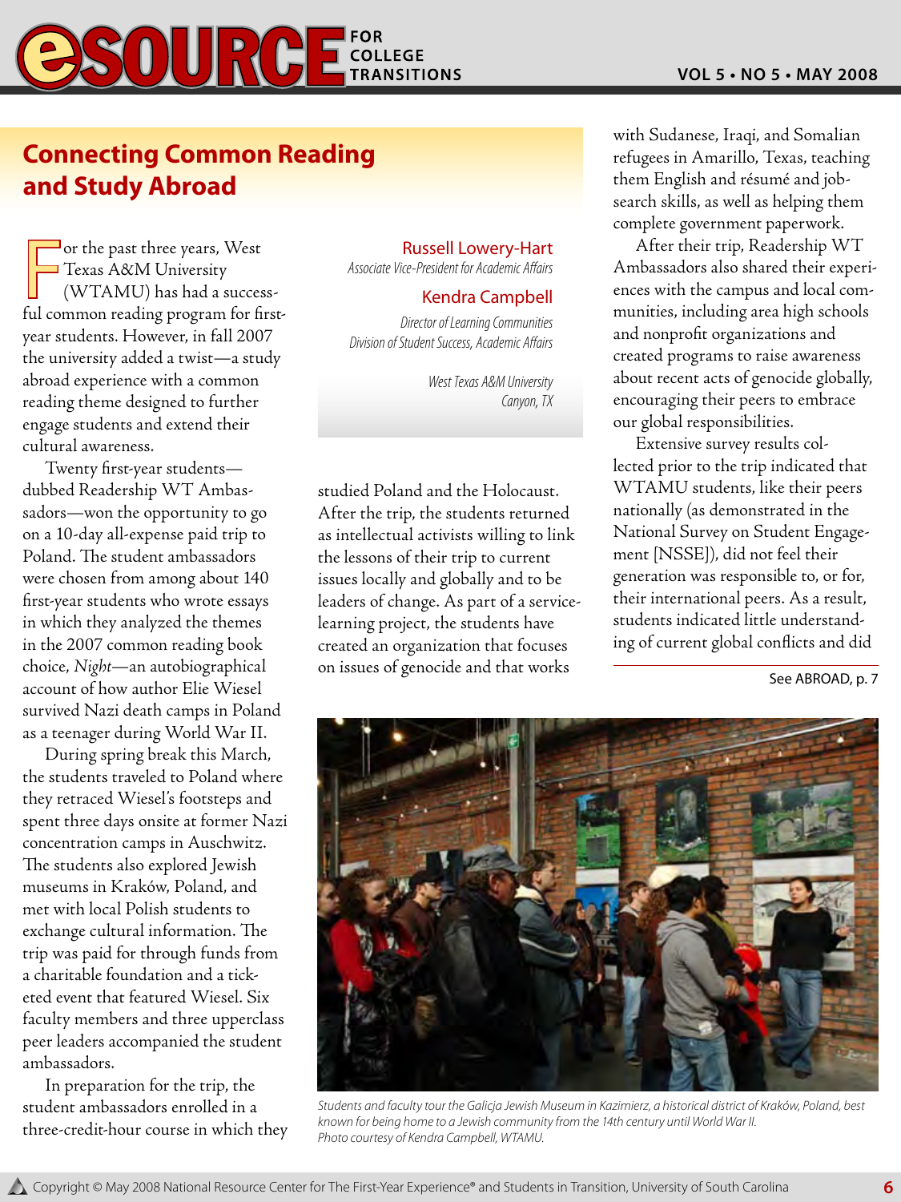## Connecting Common Reading and Study Abroad

**Russell Lowery-Hart**
*Associate Vice-President for Academic Affairs*

**Kendra Campbell**
*Director of Learning Communities*
*Division of Student Success, Academic Affairs*

*West Texas A&M University*
*Canyon, TX*

For the past three years, West Texas A&M University (WTAMU) has had a successful common reading program for first-year students. However, in fall 2007 the university added a twist—a study abroad experience with a common reading theme designed to further engage students and extend their cultural awareness.

Twenty first-year students—dubbed Readership WT Ambassadors—won the opportunity to go on a 10-day all-expense paid trip to Poland. The student ambassadors were chosen from among about 140 first-year students who wrote essays in which they analyzed the themes in the 2007 common reading book choice, *Night*—an autobiographical account of how author Elie Wiesel survived Nazi death camps in Poland as a teenager during World War II.

During spring break this March, the students traveled to Poland where they retraced Wiesel's footsteps and spent three days onsite at former Nazi concentration camps in Auschwitz. The students also explored Jewish museums in Kraków, Poland, and met with local Polish students to exchange cultural information. The trip was paid for through funds from a charitable foundation and a ticketed event that featured Wiesel. Six faculty members and three upperclass peer leaders accompanied the student ambassadors.

In preparation for the trip, the student ambassadors enrolled in a three-credit-hour course in which they studied Poland and the Holocaust. After the trip, the students returned as intellectual activists willing to link the lessons of their trip to current issues locally and globally and to be leaders of change. As part of a service-learning project, the students have created an organization that focuses on issues of genocide and that works with Sudanese, Iraqi, and Somalian refugees in Amarillo, Texas, teaching them English and résumé and job-search skills, as well as helping them complete government paperwork.

After their trip, Readership WT Ambassadors also shared their experiences with the campus and local communities, including area high schools and nonprofit organizations and created programs to raise awareness about recent acts of genocide globally, encouraging their peers to embrace our global responsibilities.

Extensive survey results collected prior to the trip indicated that WTAMU students, like their peers nationally (as demonstrated in the National Survey on Student Engagement [NSSE]), did not feel their generation was responsible to, or for, their international peers. As a result, students indicated little understanding of current global conflicts and did

See ABROAD, p. 7

*Students and faculty tour the Galicja Jewish Museum in Kazimierz, a historical district of Kraków, Poland, best known for being home to a Jewish community from the 14th century until World War II.*
*Photo courtesy of Kendra Campbell, WTAMU.*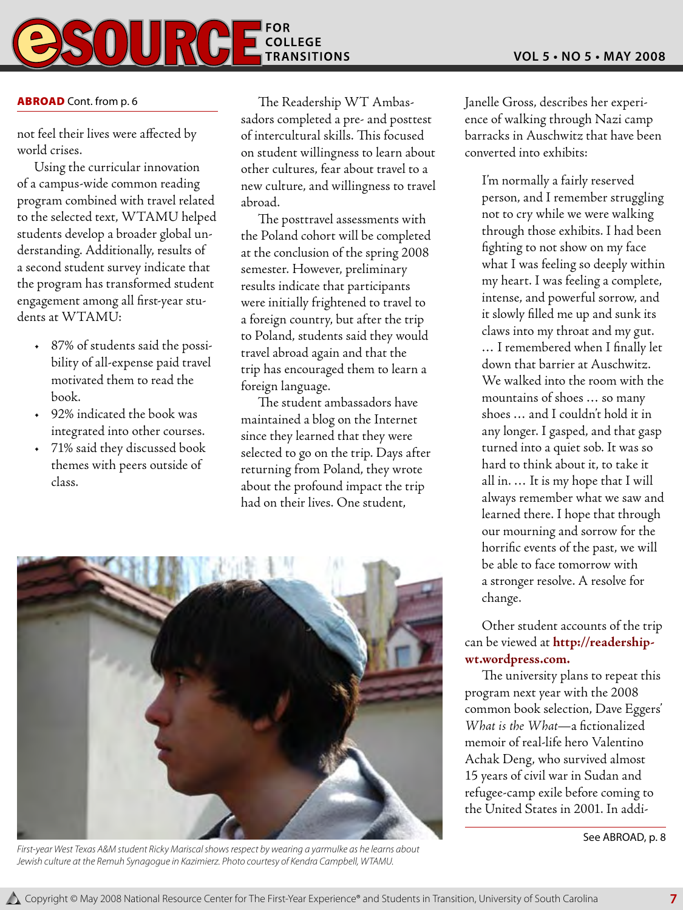**ABROAD** Cont. from p. 6

not feel their lives were affected by world crises.

Using the curricular innovation of a campus-wide common reading program combined with travel related to the selected text, WTAMU helped students develop a broader global understanding. Additionally, results of a second student survey indicate that the program has transformed student engagement among all first-year students at WTAMU:

- 87% of students said the possibility of all-expense paid travel motivated them to read the book.
- 92% indicated the book was integrated into other courses.
- 71% said they discussed book themes with peers outside of class.

The Readership WT Ambassadors completed a pre- and posttest of intercultural skills. This focused on student willingness to learn about other cultures, fear about travel to a new culture, and willingness to travel abroad.

The posttravel assessments with the Poland cohort will be completed at the conclusion of the spring 2008 semester. However, preliminary results indicate that participants were initially frightened to travel to a foreign country, but after the trip to Poland, students said they would travel abroad again and that the trip has encouraged them to learn a foreign language.

The student ambassadors have maintained a blog on the Internet since they learned that they were selected to go on the trip. Days after returning from Poland, they wrote about the profound impact the trip had on their lives. One student, Janelle Gross, describes her experience of walking through Nazi camp barracks in Auschwitz that have been converted into exhibits:

> I'm normally a fairly reserved person, and I remember struggling not to cry while we were walking through those exhibits. I had been fighting to not show on my face what I was feeling so deeply within my heart. I was feeling a complete, intense, and powerful sorrow, and it slowly filled me up and sunk its claws into my throat and my gut. … I remembered when I finally let down that barrier at Auschwitz. We walked into the room with the mountains of shoes … so many shoes … and I couldn't hold it in any longer. I gasped, and that gasp turned into a quiet sob. It was so hard to think about it, to take it all in. … It is my hope that I will always remember what we saw and learned there. I hope that through our mourning and sorrow for the horrific events of the past, we will be able to face tomorrow with a stronger resolve. A resolve for change.

Other student accounts of the trip can be viewed at **http://readership-wt.wordpress.com.**

The university plans to repeat this program next year with the 2008 common book selection, Dave Eggers' *What is the What*—a fictionalized memoir of real-life hero Valentino Achak Deng, who survived almost 15 years of civil war in Sudan and refugee-camp exile before coming to the United States in 2001. In addi-

See ABROAD, p. 8

*First-year West Texas A&M student Ricky Mariscal shows respect by wearing a yarmulke as he learns about Jewish culture at the Remuh Synagogue in Kazimierz. Photo courtesy of Kendra Campbell, WTAMU.*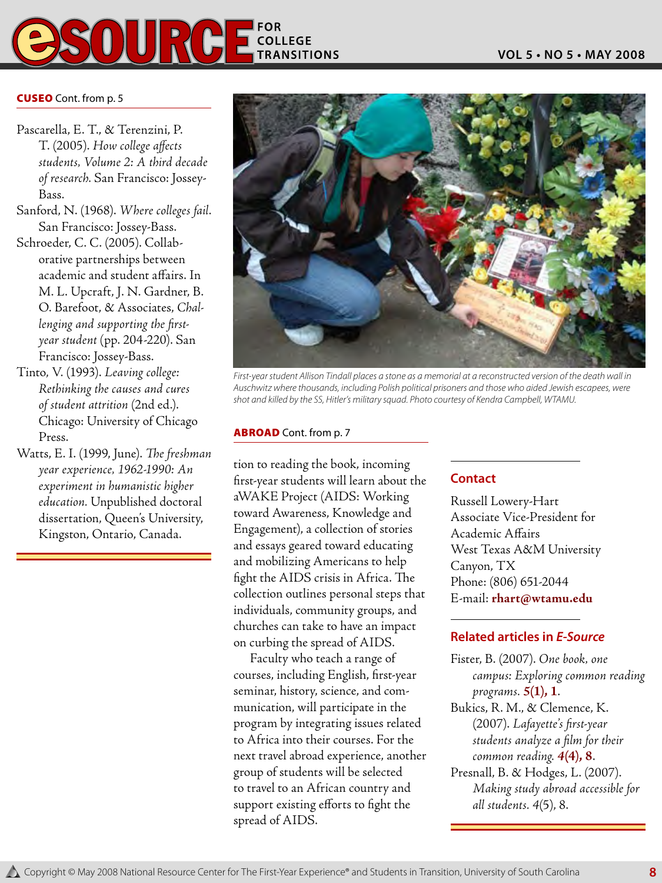**CUSEO** Cont. from p. 5

Pascarella, E. T., & Terenzini, P. T. (2005). *How college affects students, Volume 2: A third decade of research*. San Francisco: Jossey-Bass.

Sanford, N. (1968). *Where colleges fail*. San Francisco: Jossey-Bass.

Schroeder, C. C. (2005). Collaborative partnerships between academic and student affairs. In M. L. Upcraft, J. N. Gardner, B. O. Barefoot, & Associates, *Challenging and supporting the first-year student* (pp. 204-220). San Francisco: Jossey-Bass.

Tinto, V. (1993). *Leaving college: Rethinking the causes and cures of student attrition* (2nd ed.). Chicago: University of Chicago Press.

Watts, E. I. (1999, June). *The freshman year experience, 1962-1990: An experiment in humanistic higher education.* Unpublished doctoral dissertation, Queen's University, Kingston, Ontario, Canada.

*First-year student Allison Tindall places a stone as a memorial at a reconstructed version of the death wall in Auschwitz where thousands, including Polish political prisoners and those who aided Jewish escapees, were shot and killed by the SS, Hitler's military squad. Photo courtesy of Kendra Campbell, WTAMU.*

**ABROAD** Cont. from p. 7

tion to reading the book, incoming first-year students will learn about the aWAKE Project (AIDS: Working toward Awareness, Knowledge and Engagement), a collection of stories and essays geared toward educating and mobilizing Americans to help fight the AIDS crisis in Africa. The collection outlines personal steps that individuals, community groups, and churches can take to have an impact on curbing the spread of AIDS.

Faculty who teach a range of courses, including English, first-year seminar, history, science, and communication, will participate in the program by integrating issues related to Africa into their courses. For the next travel abroad experience, another group of students will be selected to travel to an African country and support existing efforts to fight the spread of AIDS.

## Contact

Russell Lowery-Hart
Associate Vice-President for Academic Affairs
West Texas A&M University
Canyon, TX
Phone: (806) 651-2044
E-mail: **rhart@wtamu.edu**

## Related articles in *E-Source*

Fister, B. (2007). *One book, one campus: Exploring common reading programs*. **5(1), 1**.

Bukics, R. M., & Clemence, K. (2007). *Lafayette's first-year students analyze a film for their common reading*. **4(4), 8**.

Presnall, B. & Hodges, L. (2007). *Making study abroad accessible for all students*. 4(5), 8.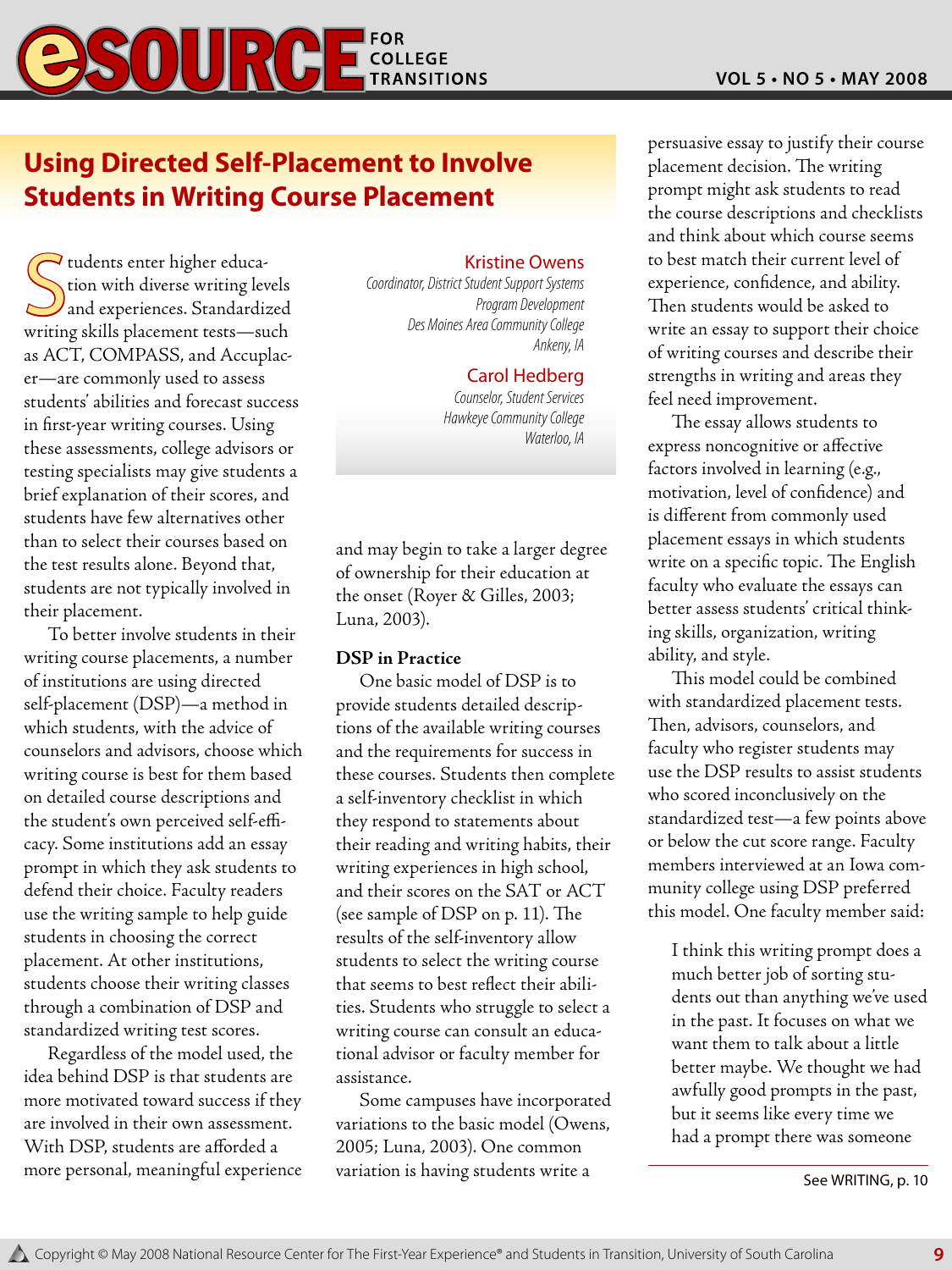## Using Directed Self-Placement to Involve Students in Writing Course Placement

**Kristine Owens**
*Coordinator, District Student Support Systems*
*Program Development*
*Des Moines Area Community College*
*Ankeny, IA*

**Carol Hedberg**
*Counselor, Student Services*
*Hawkeye Community College*
*Waterloo, IA*

Students enter higher education with diverse writing levels and experiences. Standardized writing skills placement tests—such as ACT, COMPASS, and Accuplacer—are commonly used to assess students' abilities and forecast success in first-year writing courses. Using these assessments, college advisors or testing specialists may give students a brief explanation of their scores, and students have few alternatives other than to select their courses based on the test results alone. Beyond that, students are not typically involved in their placement.

To better involve students in their writing course placements, a number of institutions are using directed self-placement (DSP)—a method in which students, with the advice of counselors and advisors, choose which writing course is best for them based on detailed course descriptions and the student's own perceived self-efficacy. Some institutions add an essay prompt in which they ask students to defend their choice. Faculty readers use the writing sample to help guide students in choosing the correct placement. At other institutions, students choose their writing classes through a combination of DSP and standardized writing test scores.

Regardless of the model used, the idea behind DSP is that students are more motivated toward success if they are involved in their own assessment. With DSP, students are afforded a more personal, meaningful experience and may begin to take a larger degree of ownership for their education at the onset (Royer & Gilles, 2003; Luna, 2003).

### DSP in Practice

One basic model of DSP is to provide students detailed descriptions of the available writing courses and the requirements for success in these courses. Students then complete a self-inventory checklist in which they respond to statements about their reading and writing habits, their writing experiences in high school, and their scores on the SAT or ACT (see sample of DSP on p. 11). The results of the self-inventory allow students to select the writing course that seems to best reflect their abilities. Students who struggle to select a writing course can consult an educational advisor or faculty member for assistance.

Some campuses have incorporated variations to the basic model (Owens, 2005; Luna, 2003). One common variation is having students write a persuasive essay to justify their course placement decision. The writing prompt might ask students to read the course descriptions and checklists and think about which course seems to best match their current level of experience, confidence, and ability. Then students would be asked to write an essay to support their choice of writing courses and describe their strengths in writing and areas they feel need improvement.

The essay allows students to express noncognitive or affective factors involved in learning (e.g., motivation, level of confidence) and is different from commonly used placement essays in which students write on a specific topic. The English faculty who evaluate the essays can better assess students' critical thinking skills, organization, writing ability, and style.

This model could be combined with standardized placement tests. Then, advisors, counselors, and faculty who register students may use the DSP results to assist students who scored inconclusively on the standardized test—a few points above or below the cut score range. Faculty members interviewed at an Iowa community college using DSP preferred this model. One faculty member said:

> I think this writing prompt does a much better job of sorting students out than anything we've used in the past. It focuses on what we want them to talk about a little better maybe. We thought we had awfully good prompts in the past, but it seems like every time we had a prompt there was someone

See WRITING, p. 10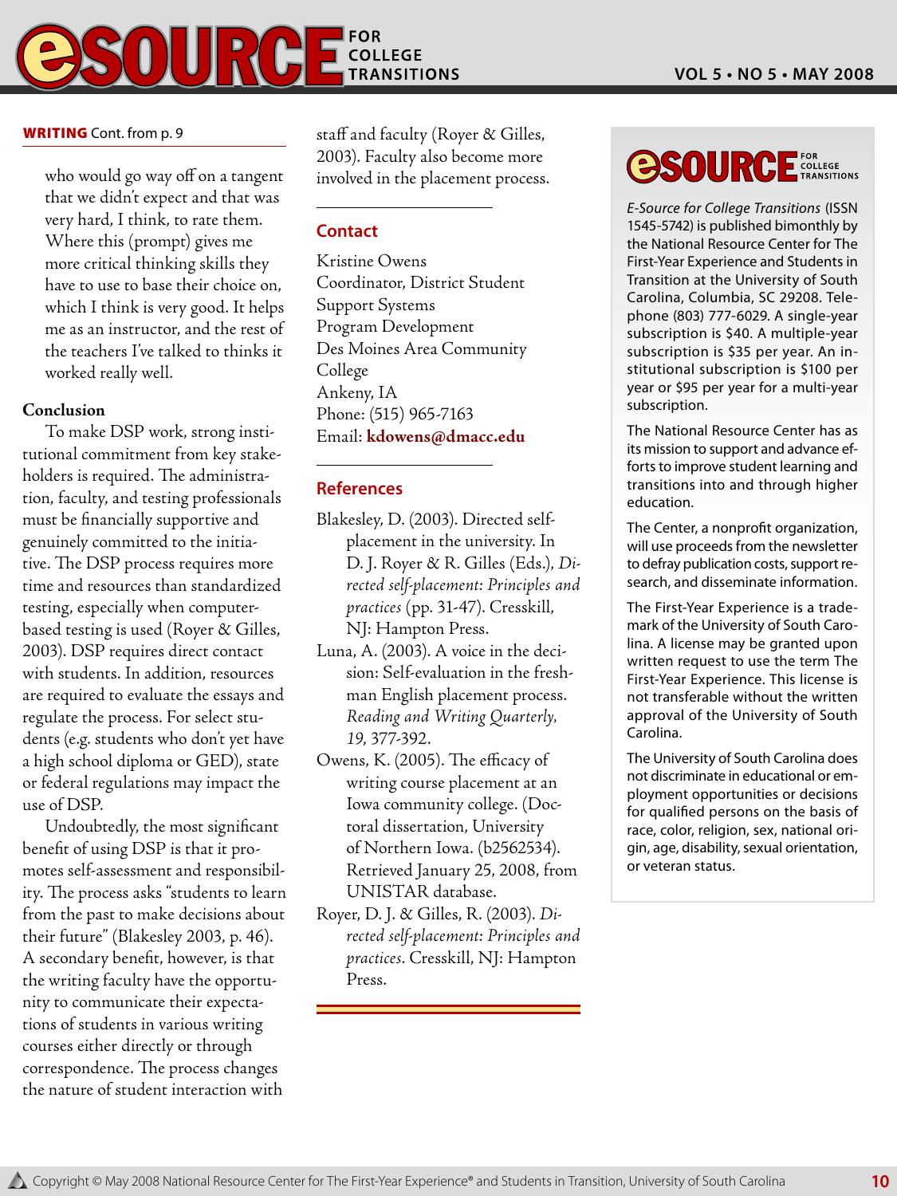**WRITING** Cont. from p. 9

> who would go way off on a tangent that we didn't expect and that was very hard, I think, to rate them. Where this (prompt) gives me more critical thinking skills they have to use to base their choice on, which I think is very good. It helps me as an instructor, and the rest of the teachers I've talked to thinks it worked really well.

### Conclusion

To make DSP work, strong institutional commitment from key stakeholders is required. The administration, faculty, and testing professionals must be financially supportive and genuinely committed to the initiative. The DSP process requires more time and resources than standardized testing, especially when computer-based testing is used (Royer & Gilles, 2003). DSP requires direct contact with students. In addition, resources are required to evaluate the essays and regulate the process. For select students (e.g. students who don't yet have a high school diploma or GED), state or federal regulations may impact the use of DSP.

Undoubtedly, the most significant benefit of using DSP is that it promotes self-assessment and responsibility. The process asks "students to learn from the past to make decisions about their future" (Blakesley 2003, p. 46). A secondary benefit, however, is that the writing faculty have the opportunity to communicate their expectations of students in various writing courses either directly or through correspondence. The process changes the nature of student interaction with staff and faculty (Royer & Gilles, 2003). Faculty also become more involved in the placement process.

## Contact

Kristine Owens
Coordinator, District Student Support Systems
Program Development
Des Moines Area Community College
Ankeny, IA
Phone: (515) 965-7163
Email: **kdowens@dmacc.edu**

## References

Blakesley, D. (2003). Directed self-placement in the university. In D. J. Royer & R. Gilles (Eds.), *Directed self-placement: Principles and practices* (pp. 31-47). Cresskill, NJ: Hampton Press.

Luna, A. (2003). A voice in the decision: Self-evaluation in the freshman English placement process. *Reading and Writing Quarterly, 19*, 377-392.

Owens, K. (2005). The efficacy of writing course placement at an Iowa community college. (Doctoral dissertation, University of Northern Iowa). (b2562534). Retrieved January 25, 2008, from UNISTAR database.

Royer, D. J. & Gilles, R. (2003). *Directed self-placement: Principles and practices*. Cresskill, NJ: Hampton Press.

---

**eSOURCE** FOR COLLEGE TRANSITIONS

*E-Source for College Transitions* (ISSN 1545-5742) is published bimonthly by the National Resource Center for The First-Year Experience and Students in Transition at the University of South Carolina, Columbia, SC 29208. Telephone (803) 777-6029. A single-year subscription is $40. A multiple-year subscription is $35 per year. An institutional subscription is $100 per year or $95 per year for a multi-year subscription.

The National Resource Center has as its mission to support and advance efforts to improve student learning and transitions into and through higher education.

The Center, a nonprofit organization, will use proceeds from the newsletter to defray publication costs, support research, and disseminate information.

The First-Year Experience is a trademark of the University of South Carolina. A license may be granted upon written request to use the term The First-Year Experience. This license is not transferable without the written approval of the University of South Carolina.

The University of South Carolina does not discriminate in educational or employment opportunities or decisions for qualified persons on the basis of race, color, religion, sex, national origin, age, disability, sexual orientation, or veteran status.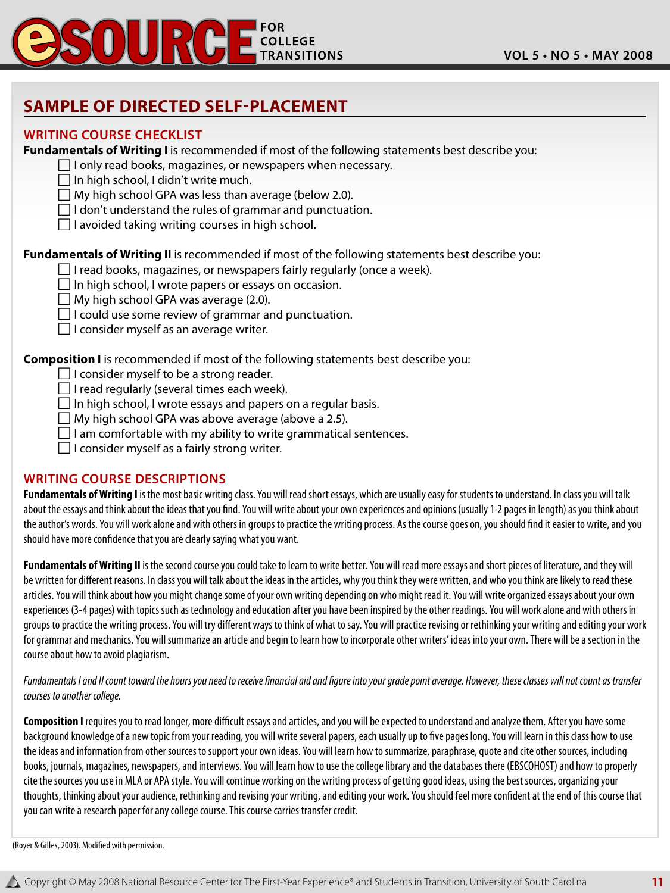## SAMPLE OF DIRECTED SELF-PLACEMENT

### WRITING COURSE CHECKLIST

**Fundamentals of Writing I** is recommended if most of the following statements best describe you:

- ☐ I only read books, magazines, or newspapers when necessary.
- ☐ In high school, I didn't write much.
- ☐ My high school GPA was less than average (below 2.0).
- ☐ I don't understand the rules of grammar and punctuation.
- ☐ I avoided taking writing courses in high school.

**Fundamentals of Writing II** is recommended if most of the following statements best describe you:

- ☐ I read books, magazines, or newspapers fairly regularly (once a week).
- ☐ In high school, I wrote papers or essays on occasion.
- ☐ My high school GPA was average (2.0).
- ☐ I could use some review of grammar and punctuation.
- ☐ I consider myself as an average writer.

**Composition I** is recommended if most of the following statements best describe you:

- ☐ I consider myself to be a strong reader.
- ☐ I read regularly (several times each week).
- ☐ In high school, I wrote essays and papers on a regular basis.
- ☐ My high school GPA was above average (above a 2.5).
- ☐ I am comfortable with my ability to write grammatical sentences.
- ☐ I consider myself as a fairly strong writer.

### WRITING COURSE DESCRIPTIONS

**Fundamentals of Writing I** is the most basic writing class. You will read short essays, which are usually easy for students to understand. In class you will talk about the essays and think about the ideas that you find. You will write about your own experiences and opinions (usually 1-2 pages in length) as you think about the author's words. You will work alone and with others in groups to practice the writing process. As the course goes on, you should find it easier to write, and you should have more confidence that you are clearly saying what you want.

**Fundamentals of Writing II** is the second course you could take to learn to write better. You will read more essays and short pieces of literature, and they will be written for different reasons. In class you will talk about the ideas in the articles, why you think they were written, and who you think are likely to read these articles. You will think about how you might change some of your own writing depending on who might read it. You will write organized essays about your own experiences (3-4 pages) with topics such as technology and education after you have been inspired by the other readings. You will work alone and with others in groups to practice the writing process. You will try different ways to think of what to say. You will practice revising or rethinking your writing and editing your work for grammar and mechanics. You will summarize an article and begin to learn how to incorporate other writers' ideas into your own. There will be a section in the course about how to avoid plagiarism.

*Fundamentals I and II count toward the hours you need to receive financial aid and figure into your grade point average. However, these classes will not count as transfer courses to another college.*

**Composition I** requires you to read longer, more difficult essays and articles, and you will be expected to understand and analyze them. After you have some background knowledge of a new topic from your reading, you will write several papers, each usually up to five pages long. You will learn in this class how to use the ideas and information from other sources to support your own ideas. You will learn how to summarize, paraphrase, quote and cite other sources, including books, journals, magazines, newspapers, and interviews. You will learn how to use the college library and the databases there (EBSCOHOST) and how to properly cite the sources you use in MLA or APA style. You will continue working on the writing process of getting good ideas, using the best sources, organizing your thoughts, thinking about your audience, rethinking and revising your writing, and editing your work. You should feel more confident at the end of this course that you can write a research paper for any college course. This course carries transfer credit.

(Royer & Gilles, 2003). Modified with permission.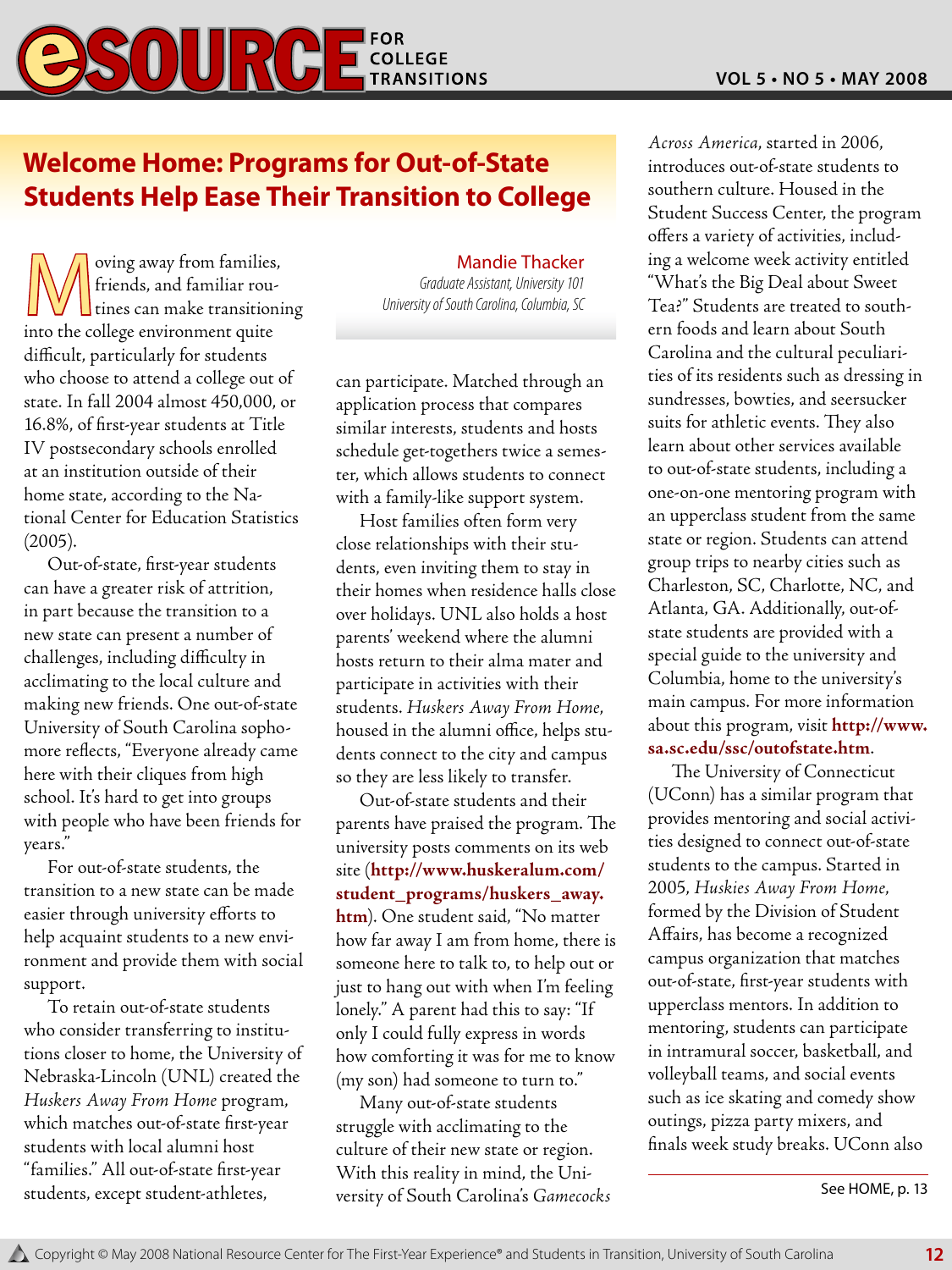## Welcome Home: Programs for Out-of-State Students Help Ease Their Transition to College

Mandie Thacker
*Graduate Assistant, University 101*
*University of South Carolina, Columbia, SC*

Moving away from families, friends, and familiar routines can make transitioning into the college environment quite difficult, particularly for students who choose to attend a college out of state. In fall 2004 almost 450,000, or 16.8%, of first-year students at Title IV postsecondary schools enrolled at an institution outside of their home state, according to the National Center for Education Statistics (2005).

Out-of-state, first-year students can have a greater risk of attrition, in part because the transition to a new state can present a number of challenges, including difficulty in acclimating to the local culture and making new friends. One out-of-state University of South Carolina sophomore reflects, "Everyone already came here with their cliques from high school. It's hard to get into groups with people who have been friends for years."

For out-of-state students, the transition to a new state can be made easier through university efforts to help acquaint students to a new environment and provide them with social support.

To retain out-of-state students who consider transferring to institutions closer to home, the University of Nebraska-Lincoln (UNL) created the *Huskers Away From Home* program, which matches out-of-state first-year students with local alumni host "families." All out-of-state first-year students, except student-athletes, can participate. Matched through an application process that compares similar interests, students and hosts schedule get-togethers twice a semester, which allows students to connect with a family-like support system.

Host families often form very close relationships with their students, even inviting them to stay in their homes when residence halls close over holidays. UNL also holds a host parents' weekend where the alumni hosts return to their alma mater and participate in activities with their students. *Huskers Away From Home*, housed in the alumni office, helps students connect to the city and campus so they are less likely to transfer.

Out-of-state students and their parents have praised the program. The university posts comments on its web site (**http://www.huskeralum.com/student_programs/huskers_away.htm**). One student said, "No matter how far away I am from home, there is someone here to talk to, to help out or just to hang out with when I'm feeling lonely." A parent had this to say: "If only I could fully express in words how comforting it was for me to know (my son) had someone to turn to."

Many out-of-state students struggle with acclimating to the culture of their new state or region. With this reality in mind, the University of South Carolina's *Gamecocks Across America*, started in 2006, introduces out-of-state students to southern culture. Housed in the Student Success Center, the program offers a variety of activities, including a welcome week activity entitled "What's the Big Deal about Sweet Tea?" Students are treated to southern foods and learn about South Carolina and the cultural peculiarities of its residents such as dressing in sundresses, bowties, and seersucker suits for athletic events. They also learn about other services available to out-of-state students, including a one-on-one mentoring program with an upperclass student from the same state or region. Students can attend group trips to nearby cities such as Charleston, SC, Charlotte, NC, and Atlanta, GA. Additionally, out-of-state students are provided with a special guide to the university and Columbia, home to the university's main campus. For more information about this program, visit **http://www.sa.sc.edu/ssc/outofstate.htm**.

The University of Connecticut (UConn) has a similar program that provides mentoring and social activities designed to connect out-of-state students to the campus. Started in 2005, *Huskies Away From Home*, formed by the Division of Student Affairs, has become a recognized campus organization that matches out-of-state, first-year students with upperclass mentors. In addition to mentoring, students can participate in intramural soccer, basketball, and volleyball teams, and social events such as ice skating and comedy show outings, pizza party mixers, and finals week study breaks. UConn also

See HOME, p. 13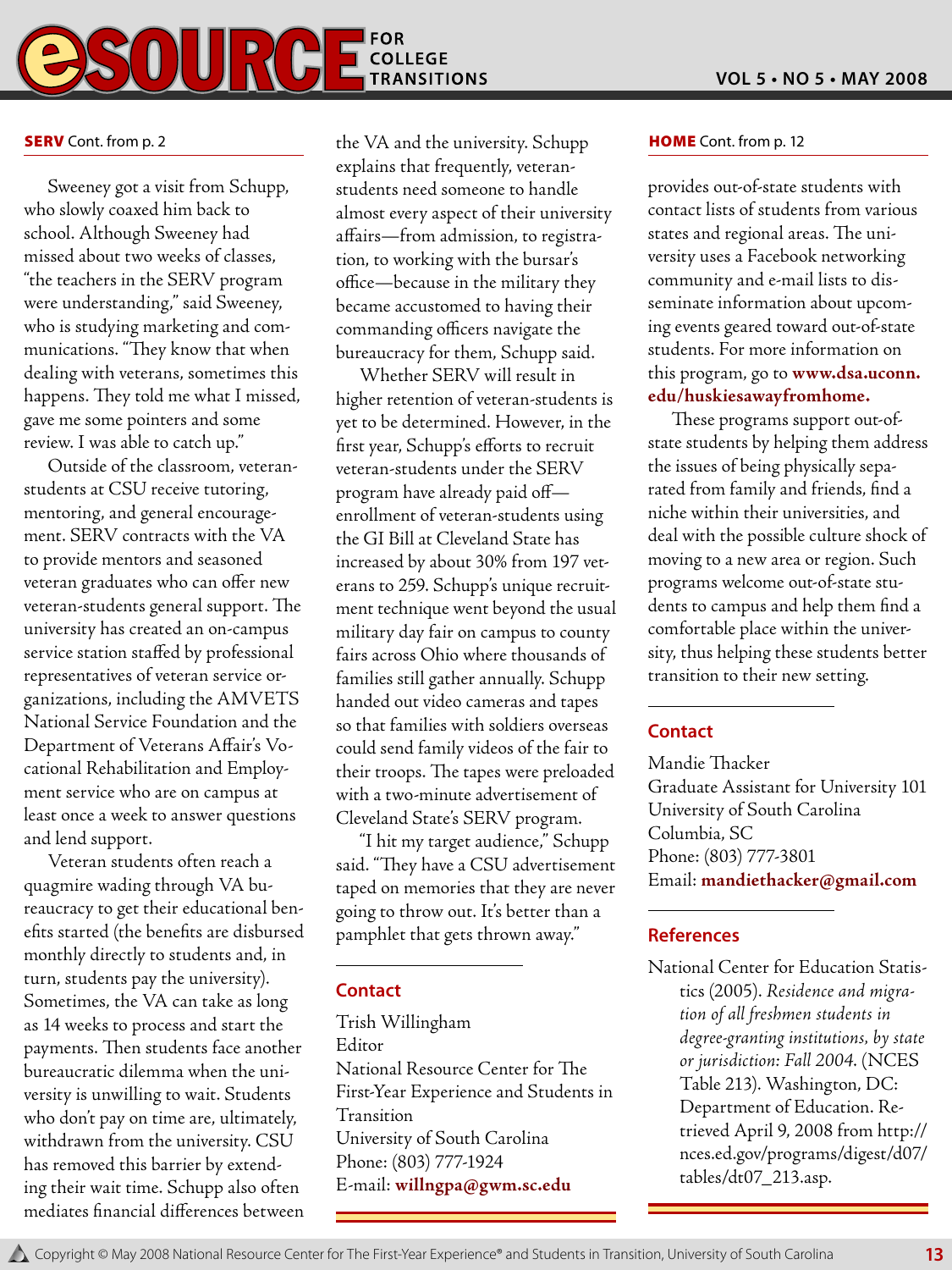**SERV** Cont. from p. 2

Sweeney got a visit from Schupp, who slowly coaxed him back to school. Although Sweeney had missed about two weeks of classes, "the teachers in the SERV program were understanding," said Sweeney, who is studying marketing and communications. "They know that when dealing with veterans, sometimes this happens. They told me what I missed, gave me some pointers and some review. I was able to catch up."

Outside of the classroom, veteran-students at CSU receive tutoring, mentoring, and general encouragement. SERV contracts with the VA to provide mentors and seasoned veteran graduates who can offer new veteran-students general support. The university has created an on-campus service station staffed by professional representatives of veteran service organizations, including the AMVETS National Service Foundation and the Department of Veterans Affair's Vocational Rehabilitation and Employment service who are on campus at least once a week to answer questions and lend support.

Veteran students often reach a quagmire wading through VA bureaucracy to get their educational benefits started (the benefits are disbursed monthly directly to students and, in turn, students pay the university). Sometimes, the VA can take as long as 14 weeks to process and start the payments. Then students face another bureaucratic dilemma when the university is unwilling to wait. Students who don't pay on time are, ultimately, withdrawn from the university. CSU has removed this barrier by extending their wait time. Schupp also often mediates financial differences between the VA and the university. Schupp explains that frequently, veteran-students need someone to handle almost every aspect of their university affairs—from admission, to registration, to working with the bursar's office—because in the military they became accustomed to having their commanding officers navigate the bureaucracy for them, Schupp said.

Whether SERV will result in higher retention of veteran-students is yet to be determined. However, in the first year, Schupp's efforts to recruit veteran-students under the SERV program have already paid off—enrollment of veteran-students using the GI Bill at Cleveland State has increased by about 30% from 197 veterans to 259. Schupp's unique recruitment technique went beyond the usual military day fair on campus to county fairs across Ohio where thousands of families still gather annually. Schupp handed out video cameras and tapes so that families with soldiers overseas could send family videos of the fair to their troops. The tapes were preloaded with a two-minute advertisement of Cleveland State's SERV program.

"I hit my target audience," Schupp said. "They have a CSU advertisement taped on memories that they are never going to throw out. It's better than a pamphlet that gets thrown away."

## Contact

Trish Willingham
Editor
National Resource Center for The First-Year Experience and Students in Transition
University of South Carolina
Phone: (803) 777-1924
E-mail: **willngpa@gwm.sc.edu**

**HOME** Cont. from p. 12

provides out-of-state students with contact lists of students from various states and regional areas. The university uses a Facebook networking community and e-mail lists to disseminate information about upcoming events geared toward out-of-state students. For more information on this program, go to **www.dsa.uconn.edu/huskiesawayfromhome.**

These programs support out-of-state students by helping them address the issues of being physically separated from family and friends, find a niche within their universities, and deal with the possible culture shock of moving to a new area or region. Such programs welcome out-of-state students to campus and help them find a comfortable place within the university, thus helping these students better transition to their new setting.

## Contact

Mandie Thacker
Graduate Assistant for University 101
University of South Carolina
Columbia, SC
Phone: (803) 777-3801
Email: **mandiethacker@gmail.com**

## References

National Center for Education Statistics (2005). *Residence and migration of all freshmen students in degree-granting institutions, by state or jurisdiction: Fall 2004.* (NCES Table 213). Washington, DC: Department of Education. Retrieved April 9, 2008 from http://nces.ed.gov/programs/digest/d07/tables/dt07_213.asp.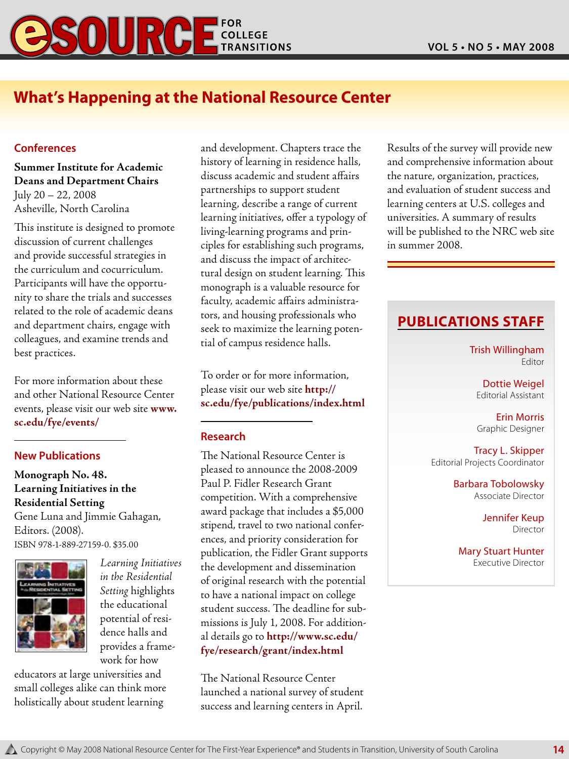## What's Happening at the National Resource Center

### Conferences

**Summer Institute for Academic Deans and Department Chairs**
July 20 – 22, 2008
Asheville, North Carolina

This institute is designed to promote discussion of current challenges and provide successful strategies in the curriculum and cocurriculum. Participants will have the opportunity to share the trials and successes related to the role of academic deans and department chairs, engage with colleagues, and examine trends and best practices.

For more information about these and other National Resource Center events, please visit our web site **www.sc.edu/fye/events/**

### New Publications

**Monograph No. 48. Learning Initiatives in the Residential Setting**
Gene Luna and Jimmie Gahagan, Editors. (2008).
ISBN 978-1-889-27159-0. $35.00

*Learning Initiatives in the Residential Setting* highlights the educational potential of residence halls and provides a framework for how educators at large universities and small colleges alike can think more holistically about student learning and development. Chapters trace the history of learning in residence halls, discuss academic and student affairs partnerships to support student learning, describe a range of current learning initiatives, offer a typology of living-learning programs and principles for establishing such programs, and discuss the impact of architectural design on student learning. This monograph is a valuable resource for faculty, academic affairs administrators, and housing professionals who seek to maximize the learning potential of campus residence halls.

To order or for more information, please visit our web site **http://sc.edu/fye/publications/index.html**

### Research

The National Resource Center is pleased to announce the 2008-2009 Paul P. Fidler Research Grant competition. With a comprehensive award package that includes a $5,000 stipend, travel to two national conferences, and priority consideration for publication, the Fidler Grant supports the development and dissemination of original research with the potential to have a national impact on college student success. The deadline for submissions is July 1, 2008. For additional details go to **http://www.sc.edu/fye/research/grant/index.html**

The National Resource Center launched a national survey of student success and learning centers in April. Results of the survey will provide new and comprehensive information about the nature, organization, practices, and evaluation of student success and learning centers at U.S. colleges and universities. A summary of results will be published to the NRC web site in summer 2008.

## PUBLICATIONS STAFF

Trish Willingham
Editor

Dottie Weigel
Editorial Assistant

Erin Morris
Graphic Designer

Tracy L. Skipper
Editorial Projects Coordinator

Barbara Tobolowsky
Associate Director

Jennifer Keup
Director

Mary Stuart Hunter
Executive Director

Copyright © May 2008 National Resource Center for The First-Year Experience® and Students in Transition, University of South Carolina